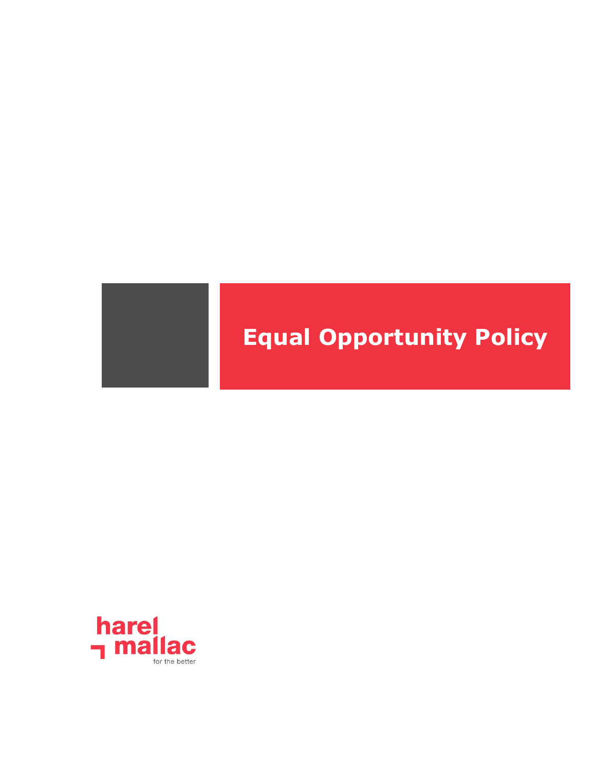# Equal Opportunity Policy

harel mallac

for the better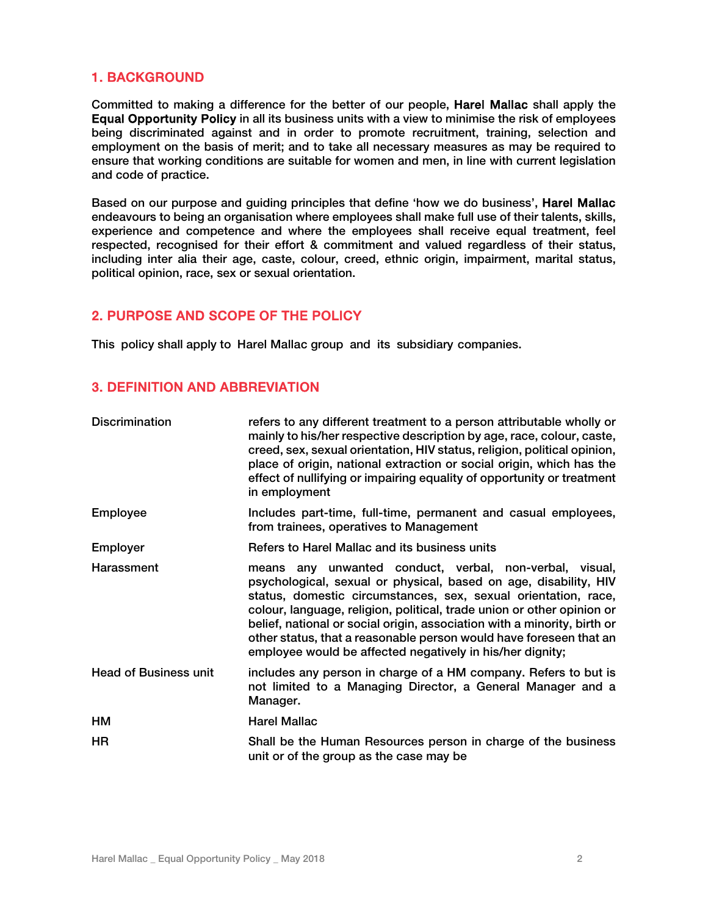## 1. BACKGROUND

Committed to making a difference for the better of our people, **Harel Mallac** shall apply the **Equal Opportunity Policy** in all its business units with a view to minimise the risk of employees being discriminated against and in order to promote recruitment, training, selection and employment on the basis of merit; and to take all necessary measures as may be required to ensure that working conditions are suitable for women and men, in line with current legislation and code of practice.

Based on our purpose and guiding principles that define 'how we do business', **Harel Mallac** endeavours to being an organisation where employees shall make full use of their talents, skills, experience and competence and where the employees shall receive equal treatment, feel respected, recognised for their effort & commitment and valued regardless of their status, including inter alia their age, caste, colour, creed, ethnic origin, impairment, marital status, political opinion, race, sex or sexual orientation.

## 2. PURPOSE AND SCOPE OF THE POLICY

This policy shall apply to Harel Mallac group and its subsidiary companies.

## 3. DEFINITION AND ABBREVIATION

| | |
|---|---|
| Discrimination | refers to any different treatment to a person attributable wholly or mainly to his/her respective description by age, race, colour, caste, creed, sex, sexual orientation, HIV status, religion, political opinion, place of origin, national extraction or social origin, which has the effect of nullifying or impairing equality of opportunity or treatment in employment |
| Employee | Includes part-time, full-time, permanent and casual employees, from trainees, operatives to Management |
| Employer | Refers to Harel Mallac and its business units |
| Harassment | means any unwanted conduct, verbal, non-verbal, visual, psychological, sexual or physical, based on age, disability, HIV status, domestic circumstances, sex, sexual orientation, race, colour, language, religion, political, trade union or other opinion or belief, national or social origin, association with a minority, birth or other status, that a reasonable person would have foreseen that an employee would be affected negatively in his/her dignity; |
| Head of Business unit | includes any person in charge of a HM company. Refers to but is not limited to a Managing Director, a General Manager and a Manager. |
| HM | Harel Mallac |
| HR | Shall be the Human Resources person in charge of the business unit or of the group as the case may be |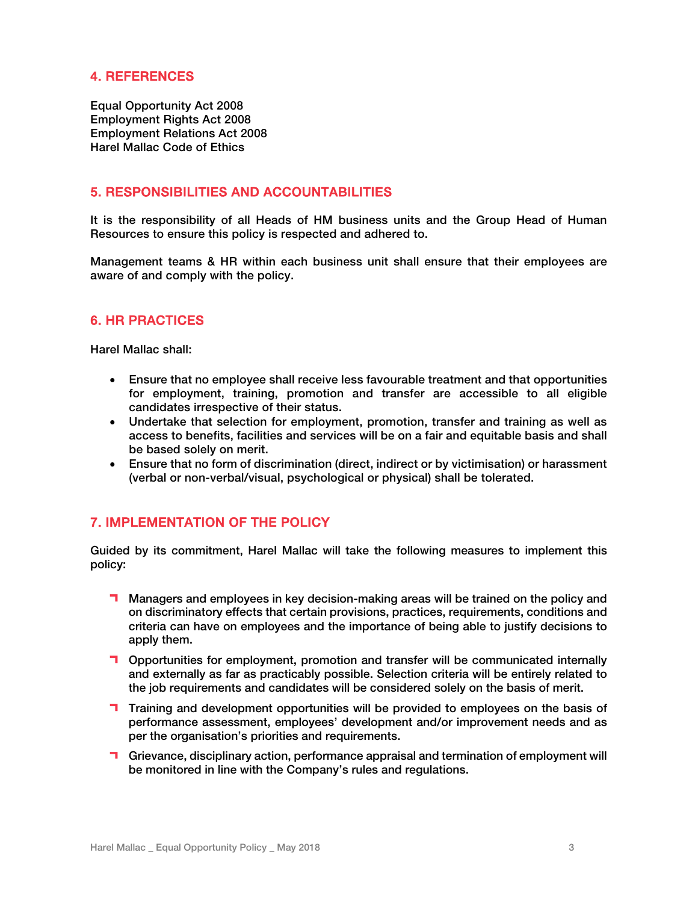## 4. REFERENCES

Equal Opportunity Act 2008
Employment Rights Act 2008
Employment Relations Act 2008
Harel Mallac Code of Ethics

## 5. RESPONSIBILITIES AND ACCOUNTABILITIES

It is the responsibility of all Heads of HM business units and the Group Head of Human Resources to ensure this policy is respected and adhered to.

Management teams & HR within each business unit shall ensure that their employees are aware of and comply with the policy.

## 6. HR PRACTICES

Harel Mallac shall:

- Ensure that no employee shall receive less favourable treatment and that opportunities for employment, training, promotion and transfer are accessible to all eligible candidates irrespective of their status.
- Undertake that selection for employment, promotion, transfer and training as well as access to benefits, facilities and services will be on a fair and equitable basis and shall be based solely on merit.
- Ensure that no form of discrimination (direct, indirect or by victimisation) or harassment (verbal or non-verbal/visual, psychological or physical) shall be tolerated.

## 7. IMPLEMENTATION OF THE POLICY

Guided by its commitment, Harel Mallac will take the following measures to implement this policy:

- Managers and employees in key decision-making areas will be trained on the policy and on discriminatory effects that certain provisions, practices, requirements, conditions and criteria can have on employees and the importance of being able to justify decisions to apply them.
- Opportunities for employment, promotion and transfer will be communicated internally and externally as far as practicably possible. Selection criteria will be entirely related to the job requirements and candidates will be considered solely on the basis of merit.
- Training and development opportunities will be provided to employees on the basis of performance assessment, employees' development and/or improvement needs and as per the organisation's priorities and requirements.
- Grievance, disciplinary action, performance appraisal and termination of employment will be monitored in line with the Company's rules and regulations.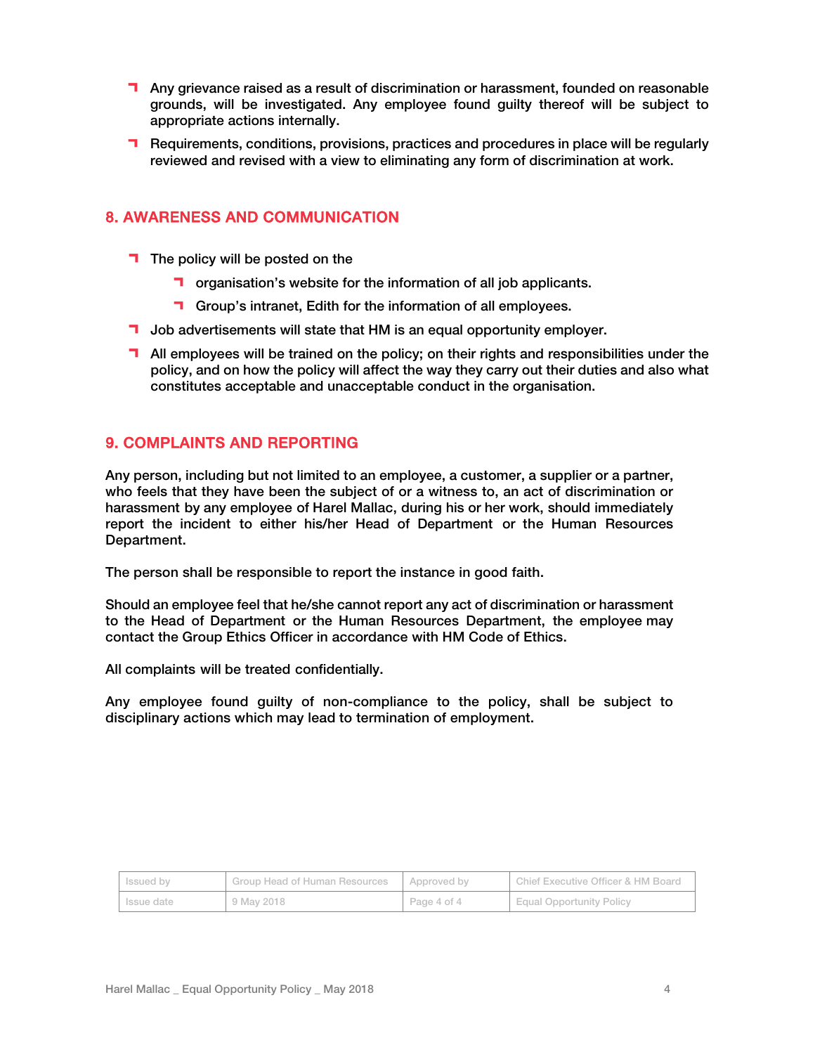- Any grievance raised as a result of discrimination or harassment, founded on reasonable grounds, will be investigated. Any employee found guilty thereof will be subject to appropriate actions internally.
- Requirements, conditions, provisions, practices and procedures in place will be regularly reviewed and revised with a view to eliminating any form of discrimination at work.

## 8. AWARENESS AND COMMUNICATION

- The policy will be posted on the
  - organisation's website for the information of all job applicants.
  - Group's intranet, Edith for the information of all employees.
- Job advertisements will state that HM is an equal opportunity employer.
- All employees will be trained on the policy; on their rights and responsibilities under the policy, and on how the policy will affect the way they carry out their duties and also what constitutes acceptable and unacceptable conduct in the organisation.

## 9. COMPLAINTS AND REPORTING

Any person, including but not limited to an employee, a customer, a supplier or a partner, who feels that they have been the subject of or a witness to, an act of discrimination or harassment by any employee of Harel Mallac, during his or her work, should immediately report the incident to either his/her Head of Department or the Human Resources Department.

The person shall be responsible to report the instance in good faith.

Should an employee feel that he/she cannot report any act of discrimination or harassment to the Head of Department or the Human Resources Department, the employee may contact the Group Ethics Officer in accordance with HM Code of Ethics.

All complaints will be treated confidentially.

Any employee found guilty of non-compliance to the policy, shall be subject to disciplinary actions which may lead to termination of employment.

| | | | |
|---|---|---|---|
| Issued by | Group Head of Human Resources | Approved by | Chief Executive Officer & HM Board |
| Issue date | 9 May 2018 | Page 4 of 4 | Equal Opportunity Policy |